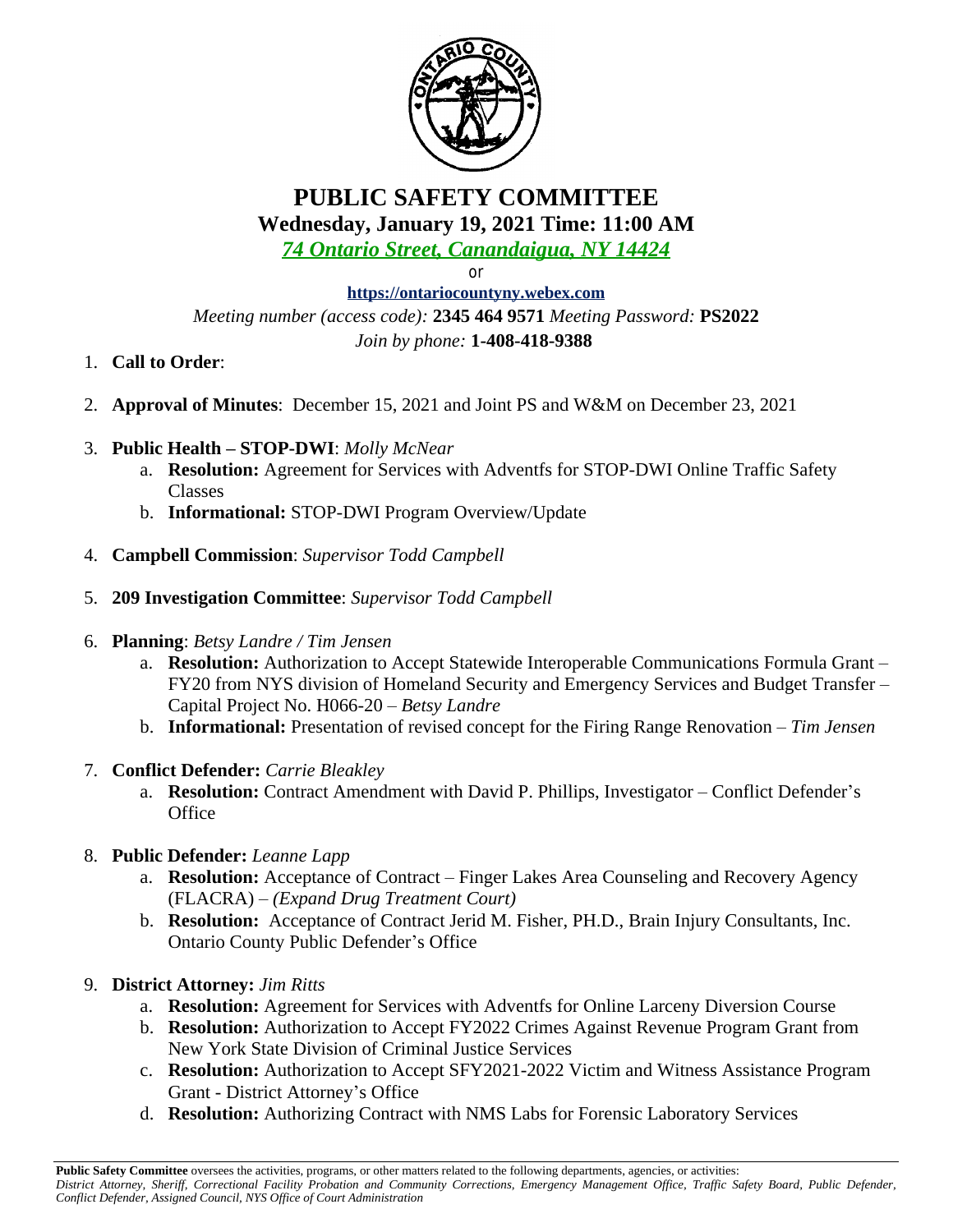# PUBLIC SAFETY COMMITTEE

## Wednesday, January 19, 2021 Time: 11:00 AM

*74 Ontario Street, Canandaigua, NY 14424*

or

**https://ontariocountyny.webex.com**

*Meeting number (access code):* **2345 464 9571** *Meeting Password:* **PS2022**

*Join by phone:* **1-408-418-9388**

1. **Call to Order**:
2. **Approval of Minutes**: December 15, 2021 and Joint PS and W&M on December 23, 2021
3. **Public Health – STOP-DWI**: *Molly McNear*
   a. **Resolution:** Agreement for Services with Adventfs for STOP-DWI Online Traffic Safety Classes
   b. **Informational:** STOP-DWI Program Overview/Update
4. **Campbell Commission**: *Supervisor Todd Campbell*
5. **209 Investigation Committee**: *Supervisor Todd Campbell*
6. **Planning**: *Betsy Landre / Tim Jensen*
   a. **Resolution:** Authorization to Accept Statewide Interoperable Communications Formula Grant – FY20 from NYS division of Homeland Security and Emergency Services and Budget Transfer – Capital Project No. H066-20 – *Betsy Landre*
   b. **Informational:** Presentation of revised concept for the Firing Range Renovation – *Tim Jensen*
7. **Conflict Defender:** *Carrie Bleakley*
   a. **Resolution:** Contract Amendment with David P. Phillips, Investigator – Conflict Defender's Office
8. **Public Defender:** *Leanne Lapp*
   a. **Resolution:** Acceptance of Contract – Finger Lakes Area Counseling and Recovery Agency (FLACRA) – *(Expand Drug Treatment Court)*
   b. **Resolution:** Acceptance of Contract Jerid M. Fisher, PH.D., Brain Injury Consultants, Inc. Ontario County Public Defender's Office
9. **District Attorney:** *Jim Ritts*
   a. **Resolution:** Agreement for Services with Adventfs for Online Larceny Diversion Course
   b. **Resolution:** Authorization to Accept FY2022 Crimes Against Revenue Program Grant from New York State Division of Criminal Justice Services
   c. **Resolution:** Authorization to Accept SFY2021-2022 Victim and Witness Assistance Program Grant - District Attorney's Office
   d. **Resolution:** Authorizing Contract with NMS Labs for Forensic Laboratory Services

---

**Public Safety Committee** oversees the activities, programs, or other matters related to the following departments, agencies, or activities: *District Attorney, Sheriff, Correctional Facility Probation and Community Corrections, Emergency Management Office, Traffic Safety Board, Public Defender, Conflict Defender, Assigned Council, NYS Office of Court Administration*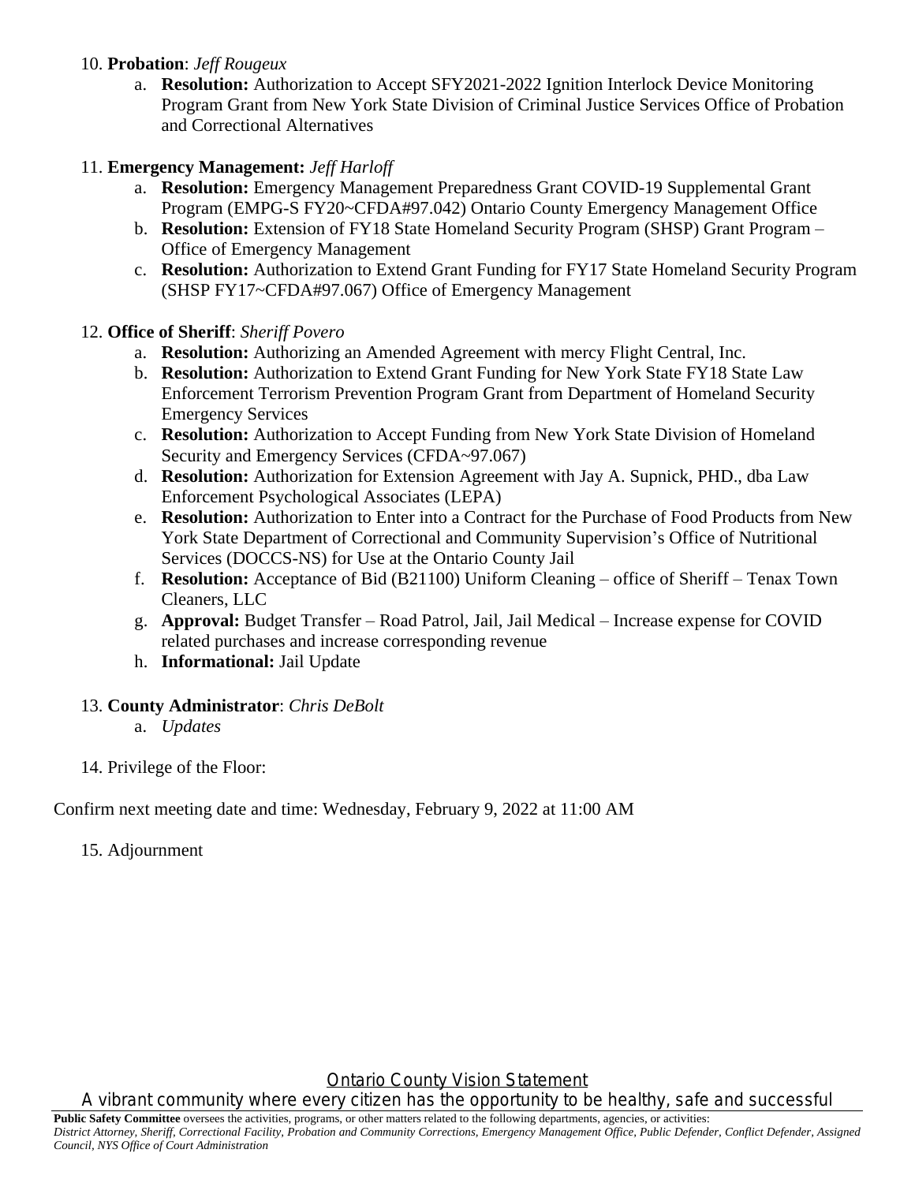10. **Probation**: *Jeff Rougeux*
    a. **Resolution:** Authorization to Accept SFY2021-2022 Ignition Interlock Device Monitoring Program Grant from New York State Division of Criminal Justice Services Office of Probation and Correctional Alternatives

11. **Emergency Management:** *Jeff Harloff*
    a. **Resolution:** Emergency Management Preparedness Grant COVID-19 Supplemental Grant Program (EMPG-S FY20~CFDA#97.042) Ontario County Emergency Management Office
    b. **Resolution:** Extension of FY18 State Homeland Security Program (SHSP) Grant Program – Office of Emergency Management
    c. **Resolution:** Authorization to Extend Grant Funding for FY17 State Homeland Security Program (SHSP FY17~CFDA#97.067) Office of Emergency Management

12. **Office of Sheriff**: *Sheriff Povero*
    a. **Resolution:** Authorizing an Amended Agreement with mercy Flight Central, Inc.
    b. **Resolution:** Authorization to Extend Grant Funding for New York State FY18 State Law Enforcement Terrorism Prevention Program Grant from Department of Homeland Security Emergency Services
    c. **Resolution:** Authorization to Accept Funding from New York State Division of Homeland Security and Emergency Services (CFDA~97.067)
    d. **Resolution:** Authorization for Extension Agreement with Jay A. Supnick, PHD., dba Law Enforcement Psychological Associates (LEPA)
    e. **Resolution:** Authorization to Enter into a Contract for the Purchase of Food Products from New York State Department of Correctional and Community Supervision's Office of Nutritional Services (DOCCS-NS) for Use at the Ontario County Jail
    f. **Resolution:** Acceptance of Bid (B21100) Uniform Cleaning – office of Sheriff – Tenax Town Cleaners, LLC
    g. **Approval:** Budget Transfer – Road Patrol, Jail, Jail Medical – Increase expense for COVID related purchases and increase corresponding revenue
    h. **Informational:** Jail Update

13. **County Administrator**: *Chris DeBolt*
    a. *Updates*

14. Privilege of the Floor:

Confirm next meeting date and time: Wednesday, February 9, 2022 at 11:00 AM

15. Adjournment

Ontario County Vision Statement

A vibrant community where every citizen has the opportunity to be healthy, safe and successful

**Public Safety Committee** oversees the activities, programs, or other matters related to the following departments, agencies, or activities: *District Attorney, Sheriff, Correctional Facility, Probation and Community Corrections, Emergency Management Office, Public Defender, Conflict Defender, Assigned Council, NYS Office of Court Administration*